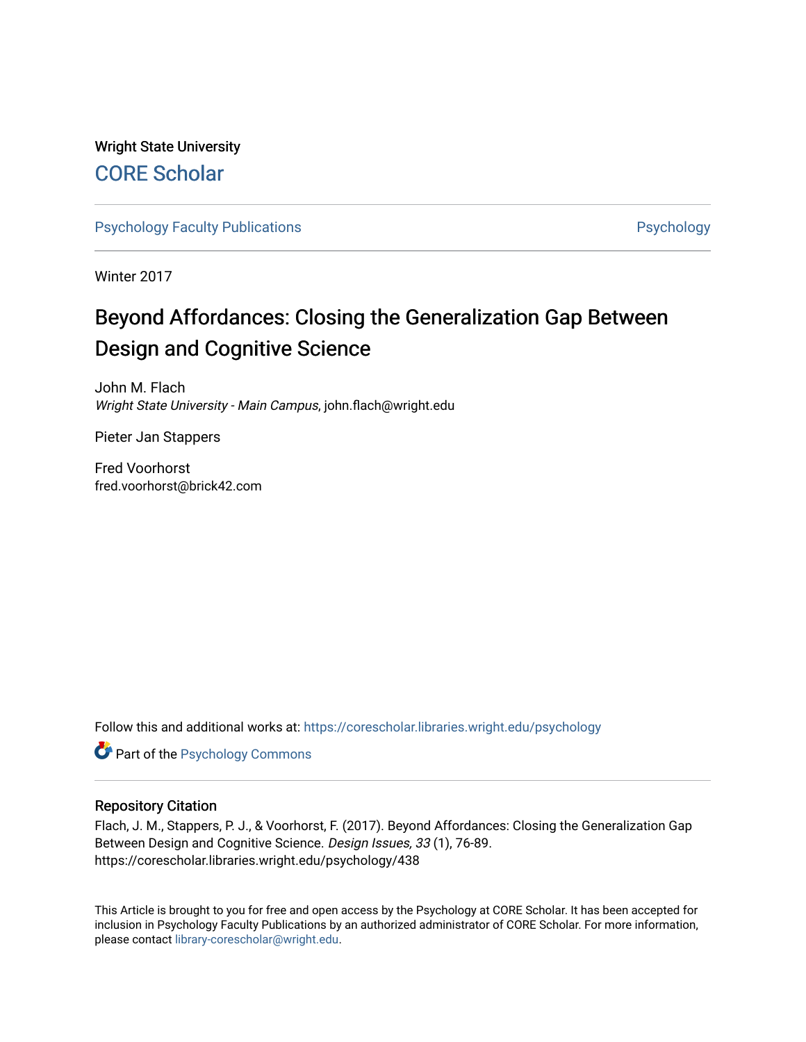Wright State University

CORE Scholar

Psychology Faculty Publications

Psychology

Winter 2017

# Beyond Affordances: Closing the Generalization Gap Between Design and Cognitive Science

John M. Flach
*Wright State University - Main Campus*, john.flach@wright.edu

Pieter Jan Stappers

Fred Voorhorst
fred.voorhorst@brick42.com

Follow this and additional works at: https://corescholar.libraries.wright.edu/psychology

Part of the Psychology Commons

## Repository Citation

Flach, J. M., Stappers, P. J., & Voorhorst, F. (2017). Beyond Affordances: Closing the Generalization Gap Between Design and Cognitive Science. *Design Issues, 33* (1), 76-89.
https://corescholar.libraries.wright.edu/psychology/438

This Article is brought to you for free and open access by the Psychology at CORE Scholar. It has been accepted for inclusion in Psychology Faculty Publications by an authorized administrator of CORE Scholar. For more information, please contact library-corescholar@wright.edu.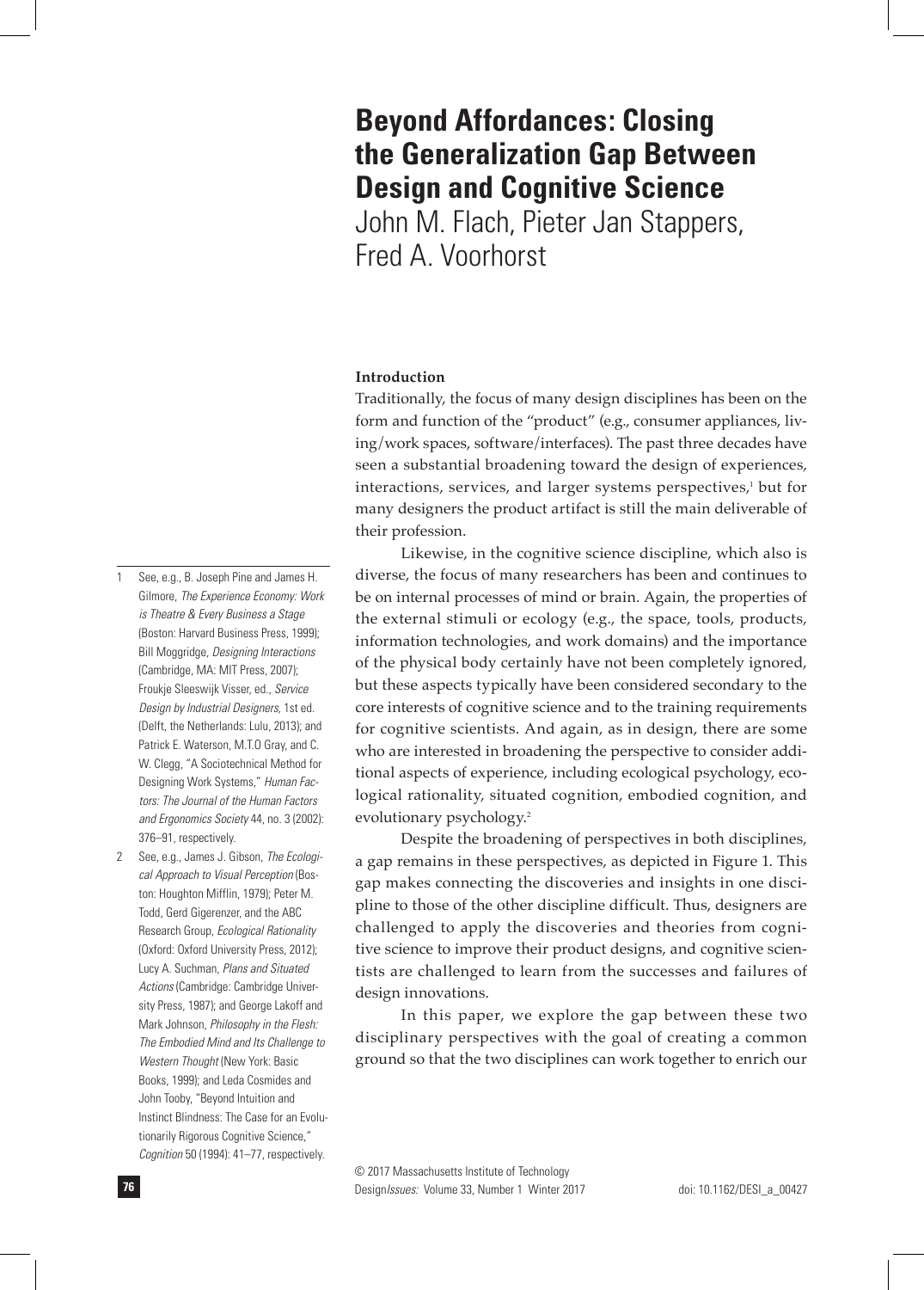# Beyond Affordances: Closing the Generalization Gap Between Design and Cognitive Science

John M. Flach, Pieter Jan Stappers, Fred A. Voorhorst

## Introduction

Traditionally, the focus of many design disciplines has been on the form and function of the "product" (e.g., consumer appliances, living/work spaces, software/interfaces). The past three decades have seen a substantial broadening toward the design of experiences, interactions, services, and larger systems perspectives,[1] but for many designers the product artifact is still the main deliverable of their profession.

Likewise, in the cognitive science discipline, which also is diverse, the focus of many researchers has been and continues to be on internal processes of mind or brain. Again, the properties of the external stimuli or ecology (e.g., the space, tools, products, information technologies, and work domains) and the importance of the physical body certainly have not been completely ignored, but these aspects typically have been considered secondary to the core interests of cognitive science and to the training requirements for cognitive scientists. And again, as in design, there are some who are interested in broadening the perspective to consider additional aspects of experience, including ecological psychology, ecological rationality, situated cognition, embodied cognition, and evolutionary psychology.[2]

Despite the broadening of perspectives in both disciplines, a gap remains in these perspectives, as depicted in Figure 1. This gap makes connecting the discoveries and insights in one discipline to those of the other discipline difficult. Thus, designers are challenged to apply the discoveries and theories from cognitive science to improve their product designs, and cognitive scientists are challenged to learn from the successes and failures of design innovations.

In this paper, we explore the gap between these two disciplinary perspectives with the goal of creating a common ground so that the two disciplines can work together to enrich our

---

1 See, e.g., B. Joseph Pine and James H. Gilmore, *The Experience Economy: Work is Theatre & Every Business a Stage* (Boston: Harvard Business Press, 1999); Bill Moggridge, *Designing Interactions* (Cambridge, MA: MIT Press, 2007); Froukje Sleeswijk Visser, ed., *Service Design by Industrial Designers*, 1st ed. (Delft, the Netherlands: Lulu, 2013); and Patrick E. Waterson, M.T.O Gray, and C. W. Clegg, "A Sociotechnical Method for Designing Work Systems," *Human Factors: The Journal of the Human Factors and Ergonomics Society* 44, no. 3 (2002): 376–91, respectively.

2 See, e.g., James J. Gibson, *The Ecological Approach to Visual Perception* (Boston: Houghton Mifflin, 1979); Peter M. Todd, Gerd Gigerenzer, and the ABC Research Group, *Ecological Rationality* (Oxford: Oxford University Press, 2012); Lucy A. Suchman, *Plans and Situated Actions* (Cambridge: Cambridge University Press, 1987); and George Lakoff and Mark Johnson, *Philosophy in the Flesh: The Embodied Mind and Its Challenge to Western Thought* (New York: Basic Books, 1999); and Leda Cosmides and John Tooby, "Beyond Intuition and Instinct Blindness: The Case for an Evolutionarily Rigorous Cognitive Science," *Cognition* 50 (1994): 41–77, respectively.

© 2017 Massachusetts Institute of Technology
doi: 10.1162/DESI_a_00427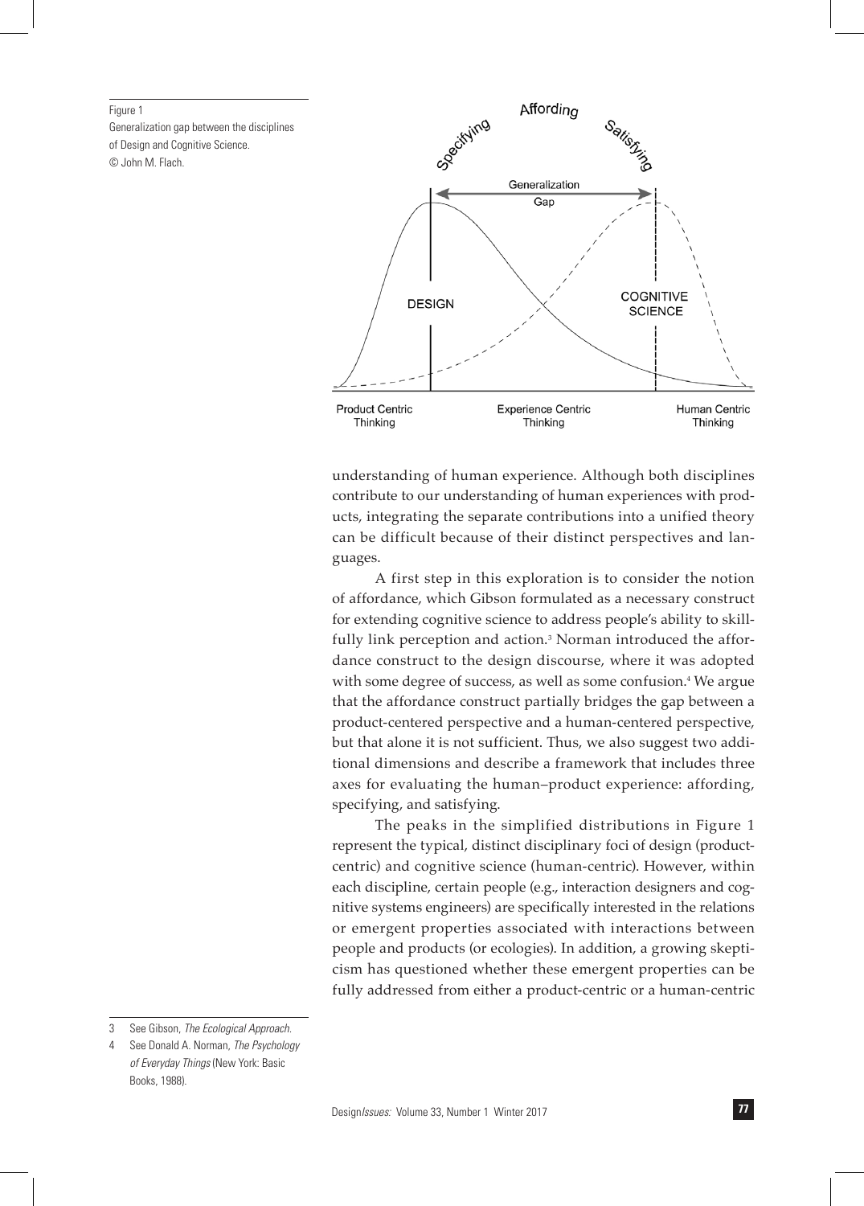Figure 1
Generalization gap between the disciplines of Design and Cognitive Science.
© John M. Flach.

understanding of human experience. Although both disciplines contribute to our understanding of human experiences with products, integrating the separate contributions into a unified theory can be difficult because of their distinct perspectives and languages.

A first step in this exploration is to consider the notion of affordance, which Gibson formulated as a necessary construct for extending cognitive science to address people's ability to skillfully link perception and action.[3] Norman introduced the affordance construct to the design discourse, where it was adopted with some degree of success, as well as some confusion.[4] We argue that the affordance construct partially bridges the gap between a product-centered perspective and a human-centered perspective, but that alone it is not sufficient. Thus, we also suggest two additional dimensions and describe a framework that includes three axes for evaluating the human–product experience: affording, specifying, and satisfying.

The peaks in the simplified distributions in Figure 1 represent the typical, distinct disciplinary foci of design (product-centric) and cognitive science (human-centric). However, within each discipline, certain people (e.g., interaction designers and cognitive systems engineers) are specifically interested in the relations or emergent properties associated with interactions between people and products (or ecologies). In addition, a growing skepticism has questioned whether these emergent properties can be fully addressed from either a product-centric or a human-centric

3 See Gibson, *The Ecological Approach*.

4 See Donald A. Norman, *The Psychology of Everyday Things* (New York: Basic Books, 1988).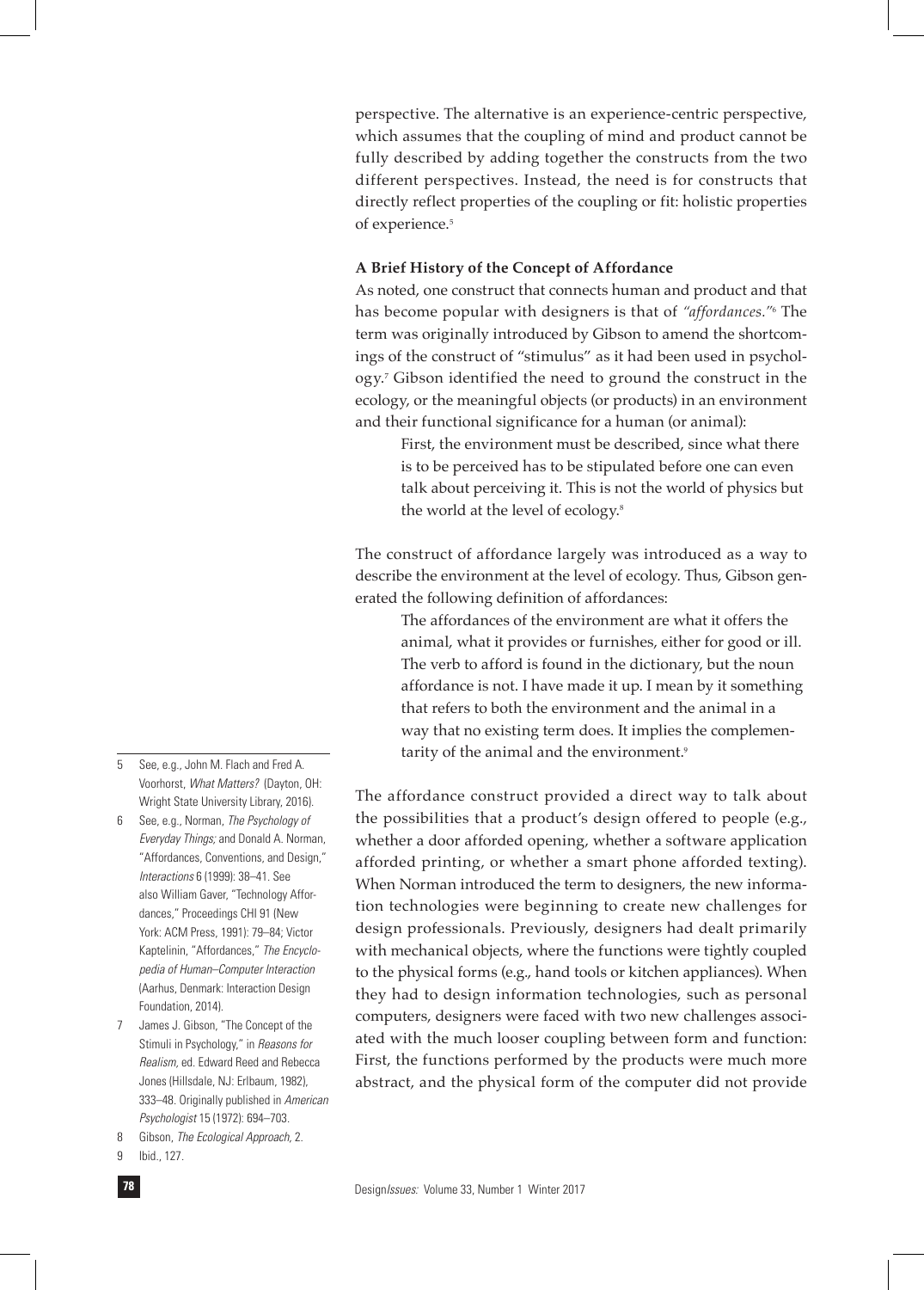perspective. The alternative is an experience-centric perspective, which assumes that the coupling of mind and product cannot be fully described by adding together the constructs from the two different perspectives. Instead, the need is for constructs that directly reflect properties of the coupling or fit: holistic properties of experience.[5]

**A Brief History of the Concept of Affordance**

As noted, one construct that connects human and product and that has become popular with designers is that of *"affordances."*[6] The term was originally introduced by Gibson to amend the shortcomings of the construct of "stimulus" as it had been used in psychology.[7] Gibson identified the need to ground the construct in the ecology, or the meaningful objects (or products) in an environment and their functional significance for a human (or animal):

> First, the environment must be described, since what there is to be perceived has to be stipulated before one can even talk about perceiving it. This is not the world of physics but the world at the level of ecology.[8]

The construct of affordance largely was introduced as a way to describe the environment at the level of ecology. Thus, Gibson generated the following definition of affordances:

> The affordances of the environment are what it offers the animal, what it provides or furnishes, either for good or ill. The verb to afford is found in the dictionary, but the noun affordance is not. I have made it up. I mean by it something that refers to both the environment and the animal in a way that no existing term does. It implies the complementarity of the animal and the environment.[9]

The affordance construct provided a direct way to talk about the possibilities that a product's design offered to people (e.g., whether a door afforded opening, whether a software application afforded printing, or whether a smart phone afforded texting). When Norman introduced the term to designers, the new information technologies were beginning to create new challenges for design professionals. Previously, designers had dealt primarily with mechanical objects, where the functions were tightly coupled to the physical forms (e.g., hand tools or kitchen appliances). When they had to design information technologies, such as personal computers, designers were faced with two new challenges associated with the much looser coupling between form and function: First, the functions performed by the products were much more abstract, and the physical form of the computer did not provide

---

5. See, e.g., John M. Flach and Fred A. Voorhorst, *What Matters?* (Dayton, OH: Wright State University Library, 2016).
6. See, e.g., Norman, *The Psychology of Everyday Things;* and Donald A. Norman, "Affordances, Conventions, and Design," *Interactions* 6 (1999): 38–41. See also William Gaver, "Technology Affordances," Proceedings CHI 91 (New York: ACM Press, 1991): 79–84; Victor Kaptelinin, "Affordances," *The Encyclopedia of Human–Computer Interaction* (Aarhus, Denmark: Interaction Design Foundation, 2014).
7. James J. Gibson, "The Concept of the Stimuli in Psychology," in *Reasons for Realism,* ed. Edward Reed and Rebecca Jones (Hillsdale, NJ: Erlbaum, 1982), 333–48. Originally published in *American Psychologist* 15 (1972): 694–703.
8. Gibson, *The Ecological Approach,* 2.
9. Ibid., 127.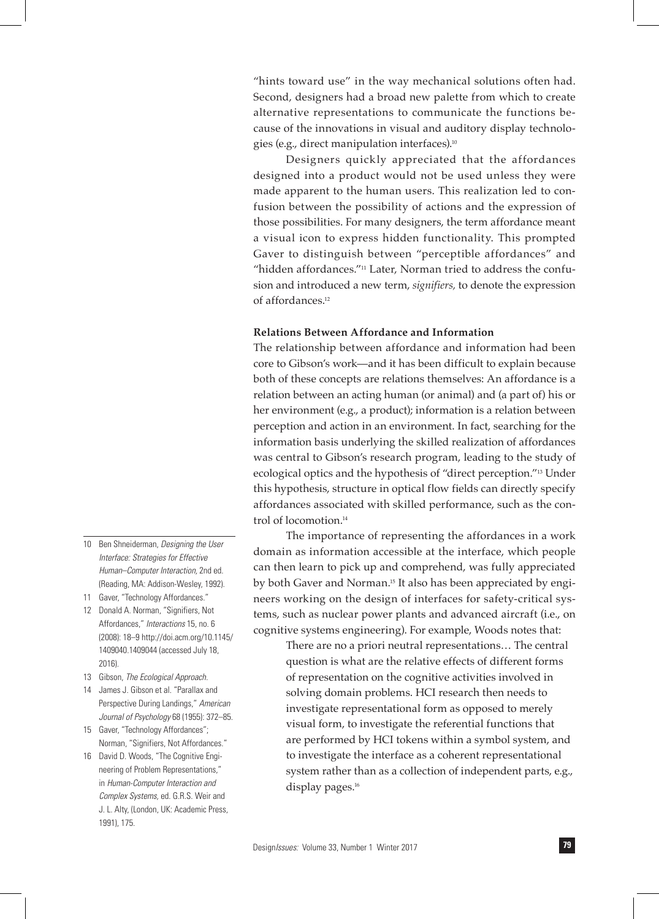"hints toward use" in the way mechanical solutions often had. Second, designers had a broad new palette from which to create alternative representations to communicate the functions because of the innovations in visual and auditory display technologies (e.g., direct manipulation interfaces).[10]

Designers quickly appreciated that the affordances designed into a product would not be used unless they were made apparent to the human users. This realization led to confusion between the possibility of actions and the expression of those possibilities. For many designers, the term affordance meant a visual icon to express hidden functionality. This prompted Gaver to distinguish between "perceptible affordances" and "hidden affordances."[11] Later, Norman tried to address the confusion and introduced a new term, *signifiers,* to denote the expression of affordances.[12]

### Relations Between Affordance and Information

The relationship between affordance and information had been core to Gibson's work—and it has been difficult to explain because both of these concepts are relations themselves: An affordance is a relation between an acting human (or animal) and (a part of) his or her environment (e.g., a product); information is a relation between perception and action in an environment. In fact, searching for the information basis underlying the skilled realization of affordances was central to Gibson's research program, leading to the study of ecological optics and the hypothesis of "direct perception."[13] Under this hypothesis, structure in optical flow fields can directly specify affordances associated with skilled performance, such as the control of locomotion.[14]

The importance of representing the affordances in a work domain as information accessible at the interface, which people can then learn to pick up and comprehend, was fully appreciated by both Gaver and Norman.[15] It also has been appreciated by engineers working on the design of interfaces for safety-critical systems, such as nuclear power plants and advanced aircraft (i.e., on cognitive systems engineering). For example, Woods notes that:

> There are no a priori neutral representations… The central question is what are the relative effects of different forms of representation on the cognitive activities involved in solving domain problems. HCI research then needs to investigate representational form as opposed to merely visual form, to investigate the referential functions that are performed by HCI tokens within a symbol system, and to investigate the interface as a coherent representational system rather than as a collection of independent parts, e.g., display pages.[16]

---

10 Ben Shneiderman, *Designing the User Interface: Strategies for Effective Human–Computer Interaction,* 2nd ed. (Reading, MA: Addison-Wesley, 1992).

11 Gaver, "Technology Affordances."

12 Donald A. Norman, "Signifiers, Not Affordances," *Interactions* 15, no. 6 (2008): 18–9 http://doi.acm.org/10.1145/1409040.1409044 (accessed July 18, 2016).

13 Gibson, *The Ecological Approach.*

14 James J. Gibson et al. "Parallax and Perspective During Landings," *American Journal of Psychology* 68 (1955): 372–85.

15 Gaver, "Technology Affordances"; Norman, "Signifiers, Not Affordances."

16 David D. Woods, "The Cognitive Engineering of Problem Representations," in *Human-Computer Interaction and Complex Systems,* ed. G.R.S. Weir and J. L. Alty, (London, UK: Academic Press, 1991), 175.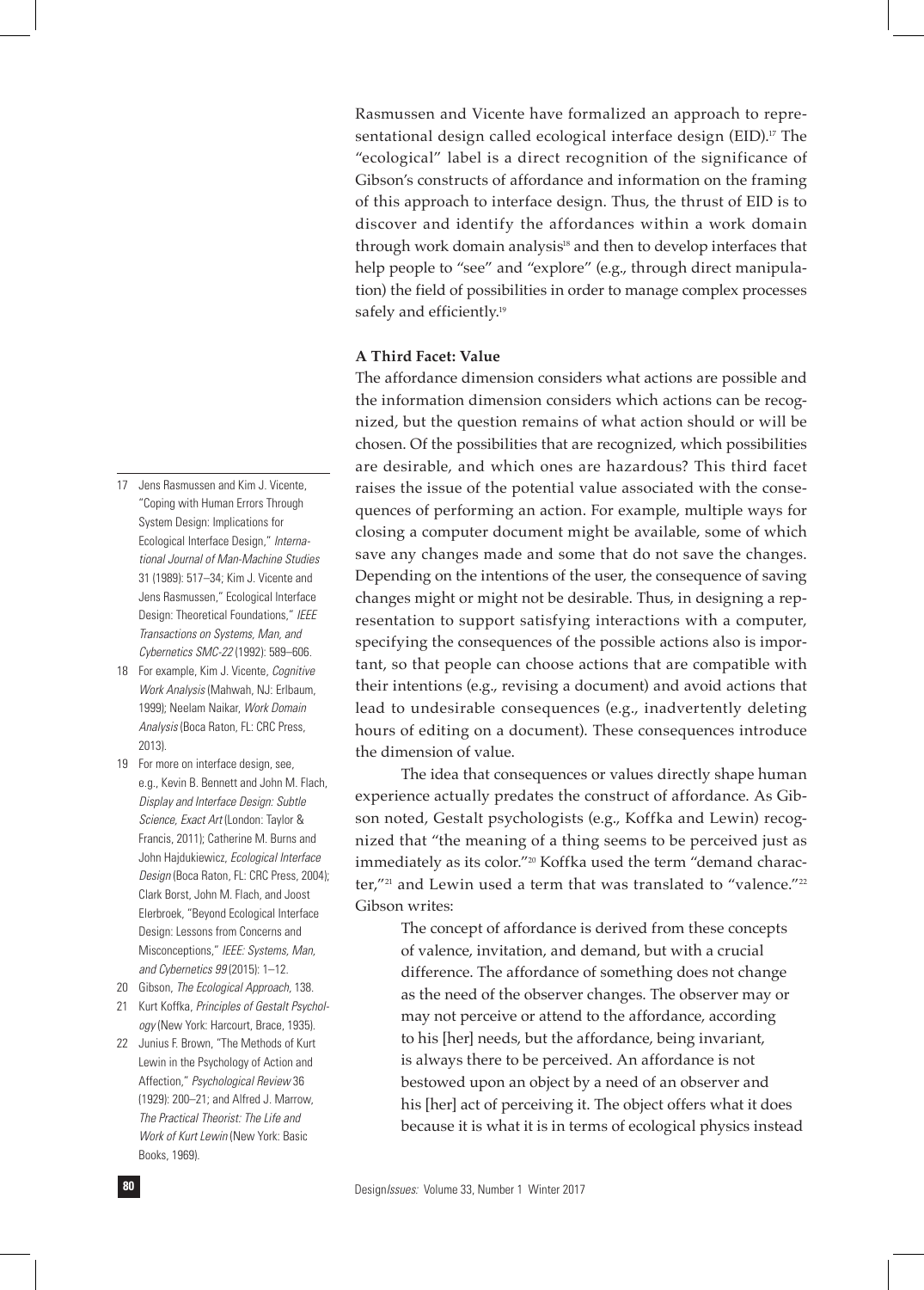Rasmussen and Vicente have formalized an approach to representational design called ecological interface design (EID).[17] The "ecological" label is a direct recognition of the significance of Gibson's constructs of affordance and information on the framing of this approach to interface design. Thus, the thrust of EID is to discover and identify the affordances within a work domain through work domain analysis[18] and then to develop interfaces that help people to "see" and "explore" (e.g., through direct manipulation) the field of possibilities in order to manage complex processes safely and efficiently.[19]

**A Third Facet: Value**

The affordance dimension considers what actions are possible and the information dimension considers which actions can be recognized, but the question remains of what action should or will be chosen. Of the possibilities that are recognized, which possibilities are desirable, and which ones are hazardous? This third facet raises the issue of the potential value associated with the consequences of performing an action. For example, multiple ways for closing a computer document might be available, some of which save any changes made and some that do not save the changes. Depending on the intentions of the user, the consequence of saving changes might or might not be desirable. Thus, in designing a representation to support satisfying interactions with a computer, specifying the consequences of the possible actions also is important, so that people can choose actions that are compatible with their intentions (e.g., revising a document) and avoid actions that lead to undesirable consequences (e.g., inadvertently deleting hours of editing on a document). These consequences introduce the dimension of value.

The idea that consequences or values directly shape human experience actually predates the construct of affordance. As Gibson noted, Gestalt psychologists (e.g., Koffka and Lewin) recognized that "the meaning of a thing seems to be perceived just as immediately as its color."[20] Koffka used the term "demand character,"[21] and Lewin used a term that was translated to "valence."[22] Gibson writes:

> The concept of affordance is derived from these concepts of valence, invitation, and demand, but with a crucial difference. The affordance of something does not change as the need of the observer changes. The observer may or may not perceive or attend to the affordance, according to his [her] needs, but the affordance, being invariant, is always there to be perceived. An affordance is not bestowed upon an object by a need of an observer and his [her] act of perceiving it. The object offers what it does because it is what it is in terms of ecological physics instead

---

17 Jens Rasmussen and Kim J. Vicente, "Coping with Human Errors Through System Design: Implications for Ecological Interface Design," *International Journal of Man-Machine Studies* 31 (1989): 517–34; Kim J. Vicente and Jens Rasmussen," Ecological Interface Design: Theoretical Foundations," *IEEE Transactions on Systems, Man, and Cybernetics SMC-22* (1992): 589–606.

18 For example, Kim J. Vicente, *Cognitive Work Analysis* (Mahwah, NJ: Erlbaum, 1999); Neelam Naikar, *Work Domain Analysis* (Boca Raton, FL: CRC Press, 2013).

19 For more on interface design, see, e.g., Kevin B. Bennett and John M. Flach, *Display and Interface Design: Subtle Science, Exact Art* (London: Taylor & Francis, 2011); Catherine M. Burns and John Hajdukiewicz, *Ecological Interface Design* (Boca Raton, FL: CRC Press, 2004); Clark Borst, John M. Flach, and Joost Elerbroek, "Beyond Ecological Interface Design: Lessons from Concerns and Misconceptions," *IEEE: Systems, Man, and Cybernetics 99* (2015): 1–12.

20 Gibson, *The Ecological Approach*, 138.

21 Kurt Koffka, *Principles of Gestalt Psychology* (New York: Harcourt, Brace, 1935).

22 Junius F. Brown, "The Methods of Kurt Lewin in the Psychology of Action and Affection," *Psychological Review* 36 (1929): 200–21; and Alfred J. Marrow, *The Practical Theorist: The Life and Work of Kurt Lewin* (New York: Basic Books, 1969).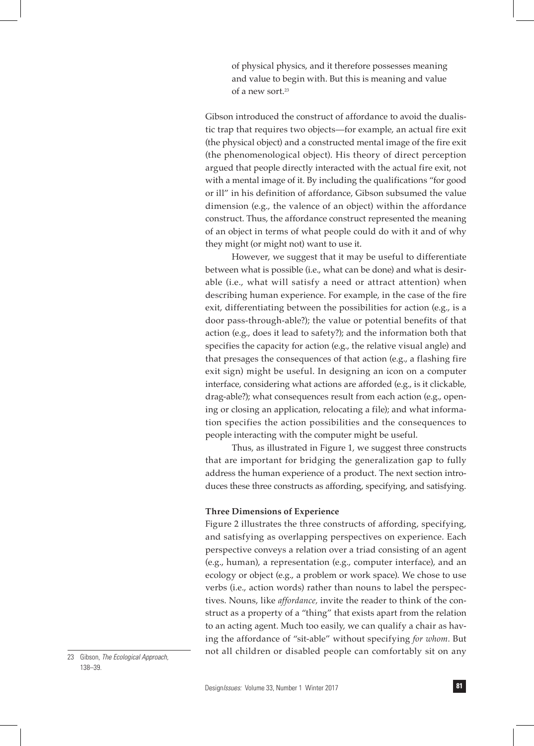of physical physics, and it therefore possesses meaning and value to begin with. But this is meaning and value of a new sort.[23]

Gibson introduced the construct of affordance to avoid the dualistic trap that requires two objects—for example, an actual fire exit (the physical object) and a constructed mental image of the fire exit (the phenomenological object). His theory of direct perception argued that people directly interacted with the actual fire exit, not with a mental image of it. By including the qualifications "for good or ill" in his definition of affordance, Gibson subsumed the value dimension (e.g., the valence of an object) within the affordance construct. Thus, the affordance construct represented the meaning of an object in terms of what people could do with it and of why they might (or might not) want to use it.

However, we suggest that it may be useful to differentiate between what is possible (i.e., what can be done) and what is desirable (i.e., what will satisfy a need or attract attention) when describing human experience. For example, in the case of the fire exit, differentiating between the possibilities for action (e.g., is a door pass-through-able?); the value or potential benefits of that action (e.g., does it lead to safety?); and the information both that specifies the capacity for action (e.g., the relative visual angle) and that presages the consequences of that action (e.g., a flashing fire exit sign) might be useful. In designing an icon on a computer interface, considering what actions are afforded (e.g., is it clickable, drag-able?); what consequences result from each action (e.g., opening or closing an application, relocating a file); and what information specifies the action possibilities and the consequences to people interacting with the computer might be useful.

Thus, as illustrated in Figure 1, we suggest three constructs that are important for bridging the generalization gap to fully address the human experience of a product. The next section introduces these three constructs as affording, specifying, and satisfying.

### Three Dimensions of Experience

Figure 2 illustrates the three constructs of affording, specifying, and satisfying as overlapping perspectives on experience. Each perspective conveys a relation over a triad consisting of an agent (e.g., human), a representation (e.g., computer interface), and an ecology or object (e.g., a problem or work space). We chose to use verbs (i.e., action words) rather than nouns to label the perspectives. Nouns, like *affordance,* invite the reader to think of the construct as a property of a "thing" that exists apart from the relation to an acting agent. Much too easily, we can qualify a chair as having the affordance of "sit-able" without specifying *for whom.* But not all children or disabled people can comfortably sit on any

23 Gibson, *The Ecological Approach,* 138–39.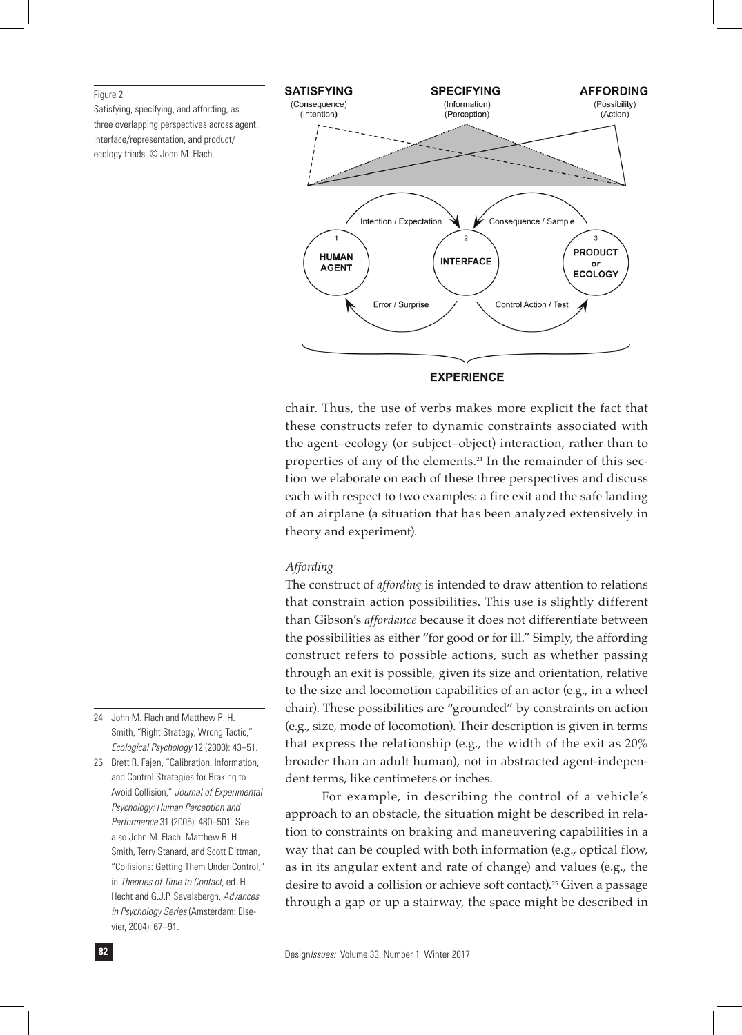Figure 2

Satisfying, specifying, and affording, as three overlapping perspectives across agent, interface/representation, and product/ecology triads. © John M. Flach.

chair. Thus, the use of verbs makes more explicit the fact that these constructs refer to dynamic constraints associated with the agent–ecology (or subject–object) interaction, rather than to properties of any of the elements.[24] In the remainder of this section we elaborate on each of these three perspectives and discuss each with respect to two examples: a fire exit and the safe landing of an airplane (a situation that has been analyzed extensively in theory and experiment).

### *Affording*

The construct of *affording* is intended to draw attention to relations that constrain action possibilities. This use is slightly different than Gibson's *affordance* because it does not differentiate between the possibilities as either "for good or for ill." Simply, the affording construct refers to possible actions, such as whether passing through an exit is possible, given its size and orientation, relative to the size and locomotion capabilities of an actor (e.g., in a wheel chair). These possibilities are "grounded" by constraints on action (e.g., size, mode of locomotion). Their description is given in terms that express the relationship (e.g., the width of the exit as 20% broader than an adult human), not in abstracted agent-independent terms, like centimeters or inches.

For example, in describing the control of a vehicle's approach to an obstacle, the situation might be described in relation to constraints on braking and maneuvering capabilities in a way that can be coupled with both information (e.g., optical flow, as in its angular extent and rate of change) and values (e.g., the desire to avoid a collision or achieve soft contact).[25] Given a passage through a gap or up a stairway, the space might be described in

---

24 John M. Flach and Matthew R. H. Smith, "Right Strategy, Wrong Tactic," *Ecological Psychology* 12 (2000): 43–51.

25 Brett R. Fajen, "Calibration, Information, and Control Strategies for Braking to Avoid Collision," *Journal of Experimental Psychology: Human Perception and Performance* 31 (2005): 480–501. See also John M. Flach, Matthew R. H. Smith, Terry Stanard, and Scott Dittman, "Collisions: Getting Them Under Control," in *Theories of Time to Contact*, ed. H. Hecht and G.J.P. Savelsbergh, *Advances in Psychology Series* (Amsterdam: Elsevier, 2004): 67–91.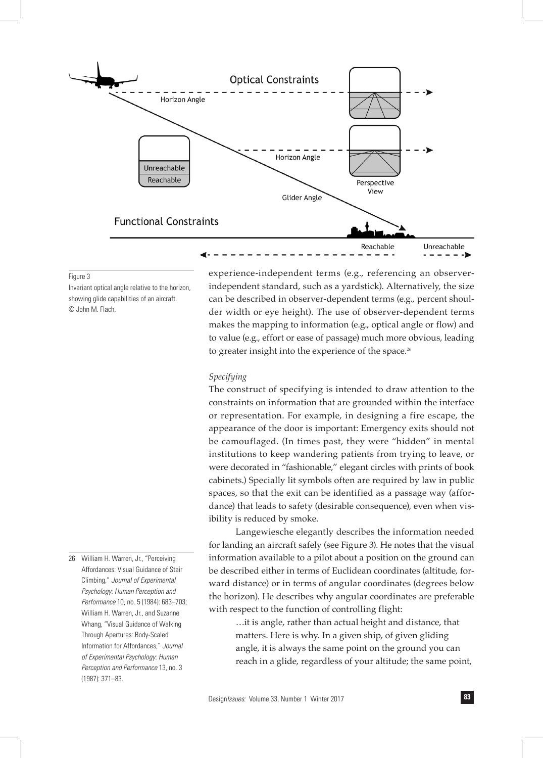Figure 3

Invariant optical angle relative to the horizon, showing glide capabilities of an aircraft. © John M. Flach.

experience-independent terms (e.g., referencing an observer-independent standard, such as a yardstick). Alternatively, the size can be described in observer-dependent terms (e.g., percent shoulder width or eye height). The use of observer-dependent terms makes the mapping to information (e.g., optical angle or flow) and to value (e.g., effort or ease of passage) much more obvious, leading to greater insight into the experience of the space.[26]

### *Specifying*

The construct of specifying is intended to draw attention to the constraints on information that are grounded within the interface or representation. For example, in designing a fire escape, the appearance of the door is important: Emergency exits should not be camouflaged. (In times past, they were "hidden" in mental institutions to keep wandering patients from trying to leave, or were decorated in "fashionable," elegant circles with prints of book cabinets.) Specially lit symbols often are required by law in public spaces, so that the exit can be identified as a passage way (affordance) that leads to safety (desirable consequence), even when visibility is reduced by smoke.

Langewiesche elegantly describes the information needed for landing an aircraft safely (see Figure 3). He notes that the visual information available to a pilot about a position on the ground can be described either in terms of Euclidean coordinates (altitude, forward distance) or in terms of angular coordinates (degrees below the horizon). He describes why angular coordinates are preferable with respect to the function of controlling flight:

> …it is angle, rather than actual height and distance, that matters. Here is why. In a given ship, of given gliding angle, it is always the same point on the ground you can reach in a glide, regardless of your altitude; the same point,

26 William H. Warren, Jr., "Perceiving Affordances: Visual Guidance of Stair Climbing," *Journal of Experimental Psychology: Human Perception and Performance* 10, no. 5 (1984): 683–703; William H. Warren, Jr., and Suzanne Whang, "Visual Guidance of Walking Through Apertures: Body-Scaled Information for Affordances," *Journal of Experimental Psychology: Human Perception and Performance* 13, no. 3 (1987): 371–83.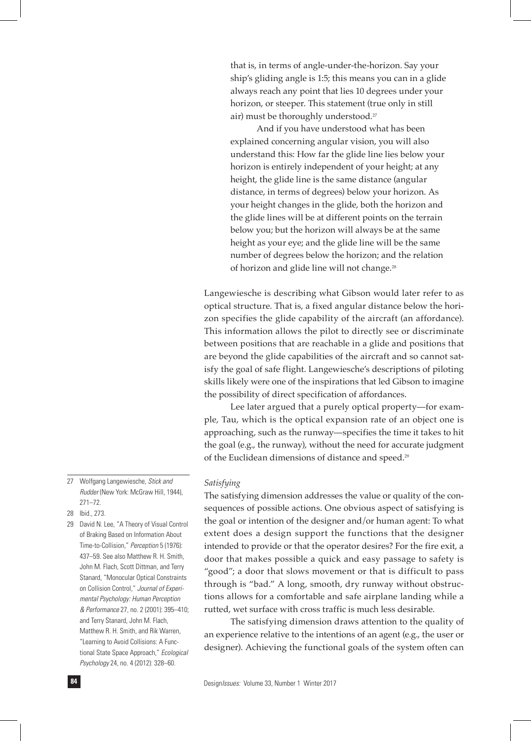> that is, in terms of angle-under-the-horizon. Say your ship's gliding angle is 1:5; this means you can in a glide always reach any point that lies 10 degrees under your horizon, or steeper. This statement (true only in still air) must be thoroughly understood.[27]
>
> And if you have understood what has been explained concerning angular vision, you will also understand this: How far the glide line lies below your horizon is entirely independent of your height; at any height, the glide line is the same distance (angular distance, in terms of degrees) below your horizon. As your height changes in the glide, both the horizon and the glide lines will be at different points on the terrain below you; but the horizon will always be at the same height as your eye; and the glide line will be the same number of degrees below the horizon; and the relation of horizon and glide line will not change.[28]

Langewiesche is describing what Gibson would later refer to as optical structure. That is, a fixed angular distance below the horizon specifies the glide capability of the aircraft (an affordance). This information allows the pilot to directly see or discriminate between positions that are reachable in a glide and positions that are beyond the glide capabilities of the aircraft and so cannot satisfy the goal of safe flight. Langewiesche's descriptions of piloting skills likely were one of the inspirations that led Gibson to imagine the possibility of direct specification of affordances.

Lee later argued that a purely optical property—for example, Tau, which is the optical expansion rate of an object one is approaching, such as the runway—specifies the time it takes to hit the goal (e.g., the runway), without the need for accurate judgment of the Euclidean dimensions of distance and speed.[29]

*Satisfying*

The satisfying dimension addresses the value or quality of the consequences of possible actions. One obvious aspect of satisfying is the goal or intention of the designer and/or human agent: To what extent does a design support the functions that the designer intended to provide or that the operator desires? For the fire exit, a door that makes possible a quick and easy passage to safety is "good"; a door that slows movement or that is difficult to pass through is "bad." A long, smooth, dry runway without obstructions allows for a comfortable and safe airplane landing while a rutted, wet surface with cross traffic is much less desirable.

The satisfying dimension draws attention to the quality of an experience relative to the intentions of an agent (e.g., the user or designer). Achieving the functional goals of the system often can

---

27 Wolfgang Langewiesche, *Stick and Rudder* (New York: McGraw Hill, 1944), 271–72.

28 Ibid., 273.

29 David N. Lee, "A Theory of Visual Control of Braking Based on Information About Time-to-Collision," *Perception* 5 (1976): 437–59. See also Matthew R. H. Smith, John M. Flach, Scott Dittman, and Terry Stanard, "Monocular Optical Constraints on Collision Control," *Journal of Experimental Psychology: Human Perception & Performance* 27, no. 2 (2001): 395–410; and Terry Stanard, John M. Flach, Matthew R. H. Smith, and Rik Warren, "Learning to Avoid Collisions: A Functional State Space Approach," *Ecological Psychology* 24, no. 4 (2012): 328–60.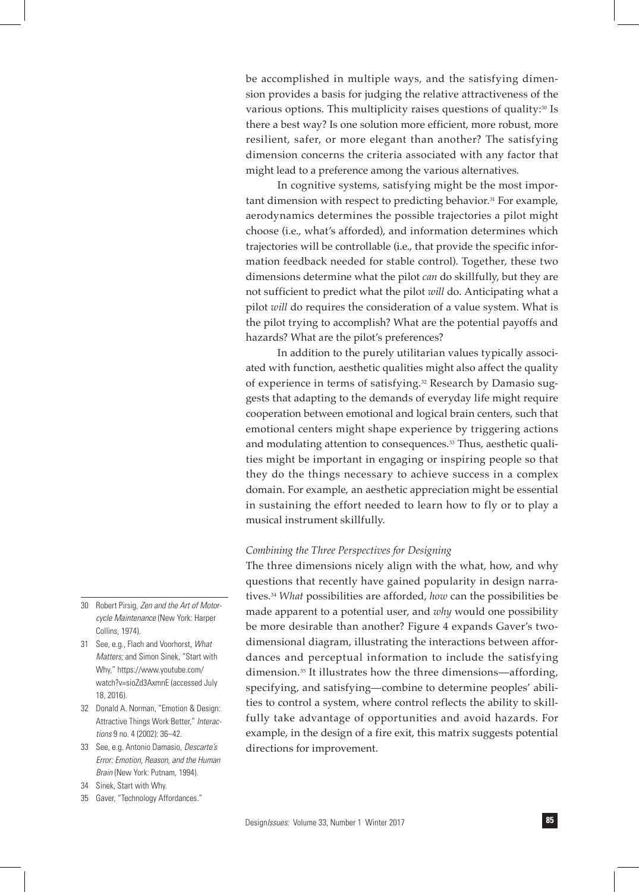be accomplished in multiple ways, and the satisfying dimension provides a basis for judging the relative attractiveness of the various options. This multiplicity raises questions of quality:[30] Is there a best way? Is one solution more efficient, more robust, more resilient, safer, or more elegant than another? The satisfying dimension concerns the criteria associated with any factor that might lead to a preference among the various alternatives.

In cognitive systems, satisfying might be the most important dimension with respect to predicting behavior.[31] For example, aerodynamics determines the possible trajectories a pilot might choose (i.e., what's afforded), and information determines which trajectories will be controllable (i.e., that provide the specific information feedback needed for stable control). Together, these two dimensions determine what the pilot *can* do skillfully, but they are not sufficient to predict what the pilot *will* do. Anticipating what a pilot *will* do requires the consideration of a value system. What is the pilot trying to accomplish? What are the potential payoffs and hazards? What are the pilot's preferences?

In addition to the purely utilitarian values typically associated with function, aesthetic qualities might also affect the quality of experience in terms of satisfying.[32] Research by Damasio suggests that adapting to the demands of everyday life might require cooperation between emotional and logical brain centers, such that emotional centers might shape experience by triggering actions and modulating attention to consequences.[33] Thus, aesthetic qualities might be important in engaging or inspiring people so that they do the things necessary to achieve success in a complex domain. For example, an aesthetic appreciation might be essential in sustaining the effort needed to learn how to fly or to play a musical instrument skillfully.

### *Combining the Three Perspectives for Designing*

The three dimensions nicely align with the what, how, and why questions that recently have gained popularity in design narratives.[34] *What* possibilities are afforded, *how* can the possibilities be made apparent to a potential user, and *why* would one possibility be more desirable than another? Figure 4 expands Gaver's two-dimensional diagram, illustrating the interactions between affordances and perceptual information to include the satisfying dimension.[35] It illustrates how the three dimensions—affording, specifying, and satisfying—combine to determine peoples' abilities to control a system, where control reflects the ability to skillfully take advantage of opportunities and avoid hazards. For example, in the design of a fire exit, this matrix suggests potential directions for improvement.

---

30 Robert Pirsig, *Zen and the Art of Motorcycle Maintenance* (New York: Harper Collins, 1974).

31 See, e.g., Flach and Voorhorst, *What Matters;* and Simon Sinek, "Start with Why," https://www.youtube.com/watch?v=sioZd3AxmnE (accessed July 18, 2016).

32 Donald A. Norman, "Emotion & Design: Attractive Things Work Better," *Interactions* 9 no. 4 (2002): 36–42.

33 See, e.g. Antonio Damasio, *Descarte's Error: Emotion, Reason, and the Human Brain* (New York: Putnam, 1994).

34 Sinek, Start with Why.

35 Gaver, "Technology Affordances."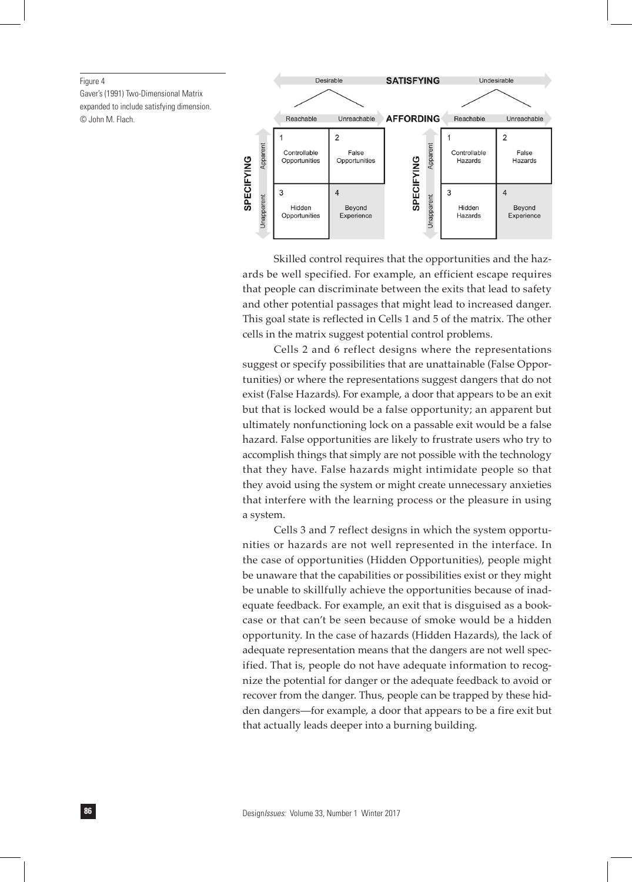Figure 4
Gaver's (1991) Two-Dimensional Matrix expanded to include satisfying dimension.
© John M. Flach.

**SATISFYING**: Desirable — Undesirable

| | Desirable | |
|---|---|---|
| **AFFORDING** → **SPECIFYING** ↓ | Reachable | Unreachable |
| Apparent | 1 Controllable Opportunities | 2 False Opportunities |
| Unapparent | 3 Hidden Opportunities | 4 Beyond Experience |

| | Undesirable | |
|---|---|---|
| **AFFORDING** → **SPECIFYING** ↓ | Reachable | Unreachable |
| Apparent | 1 Controllable Hazards | 2 False Hazards |
| Unapparent | 3 Hidden Hazards | 4 Beyond Experience |

Skilled control requires that the opportunities and the hazards be well specified. For example, an efficient escape requires that people can discriminate between the exits that lead to safety and other potential passages that might lead to increased danger. This goal state is reflected in Cells 1 and 5 of the matrix. The other cells in the matrix suggest potential control problems.

Cells 2 and 6 reflect designs where the representations suggest or specify possibilities that are unattainable (False Opportunities) or where the representations suggest dangers that do not exist (False Hazards). For example, a door that appears to be an exit but that is locked would be a false opportunity; an apparent but ultimately nonfunctioning lock on a passable exit would be a false hazard. False opportunities are likely to frustrate users who try to accomplish things that simply are not possible with the technology that they have. False hazards might intimidate people so that they avoid using the system or might create unnecessary anxieties that interfere with the learning process or the pleasure in using a system.

Cells 3 and 7 reflect designs in which the system opportunities or hazards are not well represented in the interface. In the case of opportunities (Hidden Opportunities), people might be unaware that the capabilities or possibilities exist or they might be unable to skillfully achieve the opportunities because of inadequate feedback. For example, an exit that is disguised as a bookcase or that can't be seen because of smoke would be a hidden opportunity. In the case of hazards (Hidden Hazards), the lack of adequate representation means that the dangers are not well specified. That is, people do not have adequate information to recognize the potential for danger or the adequate feedback to avoid or recover from the danger. Thus, people can be trapped by these hidden dangers—for example, a door that appears to be a fire exit but that actually leads deeper into a burning building.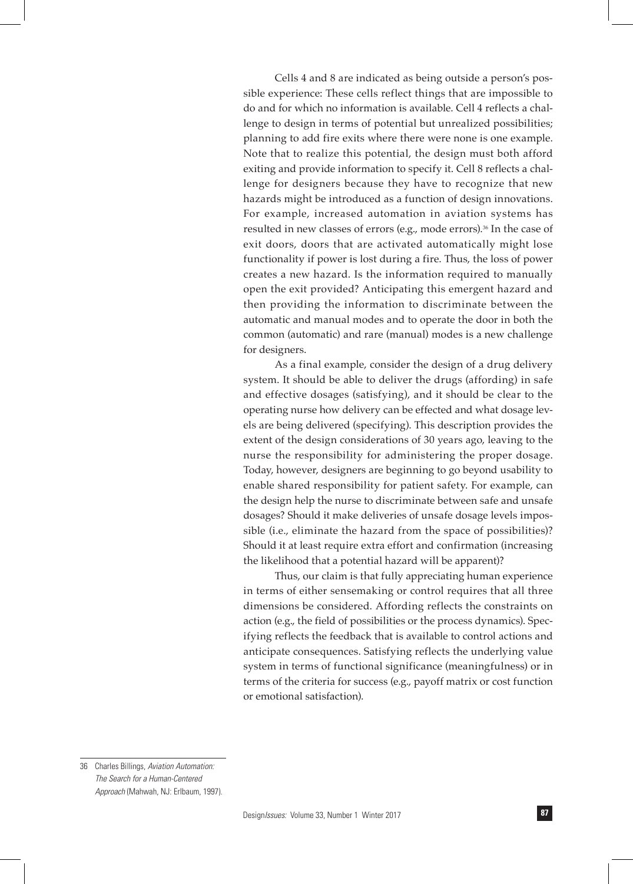Cells 4 and 8 are indicated as being outside a person's possible experience: These cells reflect things that are impossible to do and for which no information is available. Cell 4 reflects a challenge to design in terms of potential but unrealized possibilities; planning to add fire exits where there were none is one example. Note that to realize this potential, the design must both afford exiting and provide information to specify it. Cell 8 reflects a challenge for designers because they have to recognize that new hazards might be introduced as a function of design innovations. For example, increased automation in aviation systems has resulted in new classes of errors (e.g., mode errors).[36] In the case of exit doors, doors that are activated automatically might lose functionality if power is lost during a fire. Thus, the loss of power creates a new hazard. Is the information required to manually open the exit provided? Anticipating this emergent hazard and then providing the information to discriminate between the automatic and manual modes and to operate the door in both the common (automatic) and rare (manual) modes is a new challenge for designers.

As a final example, consider the design of a drug delivery system. It should be able to deliver the drugs (affording) in safe and effective dosages (satisfying), and it should be clear to the operating nurse how delivery can be effected and what dosage levels are being delivered (specifying). This description provides the extent of the design considerations of 30 years ago, leaving to the nurse the responsibility for administering the proper dosage. Today, however, designers are beginning to go beyond usability to enable shared responsibility for patient safety. For example, can the design help the nurse to discriminate between safe and unsafe dosages? Should it make deliveries of unsafe dosage levels impossible (i.e., eliminate the hazard from the space of possibilities)? Should it at least require extra effort and confirmation (increasing the likelihood that a potential hazard will be apparent)?

Thus, our claim is that fully appreciating human experience in terms of either sensemaking or control requires that all three dimensions be considered. Affording reflects the constraints on action (e.g., the field of possibilities or the process dynamics). Specifying reflects the feedback that is available to control actions and anticipate consequences. Satisfying reflects the underlying value system in terms of functional significance (meaningfulness) or in terms of the criteria for success (e.g., payoff matrix or cost function or emotional satisfaction).

36 Charles Billings, *Aviation Automation: The Search for a Human-Centered Approach* (Mahwah, NJ: Erlbaum, 1997).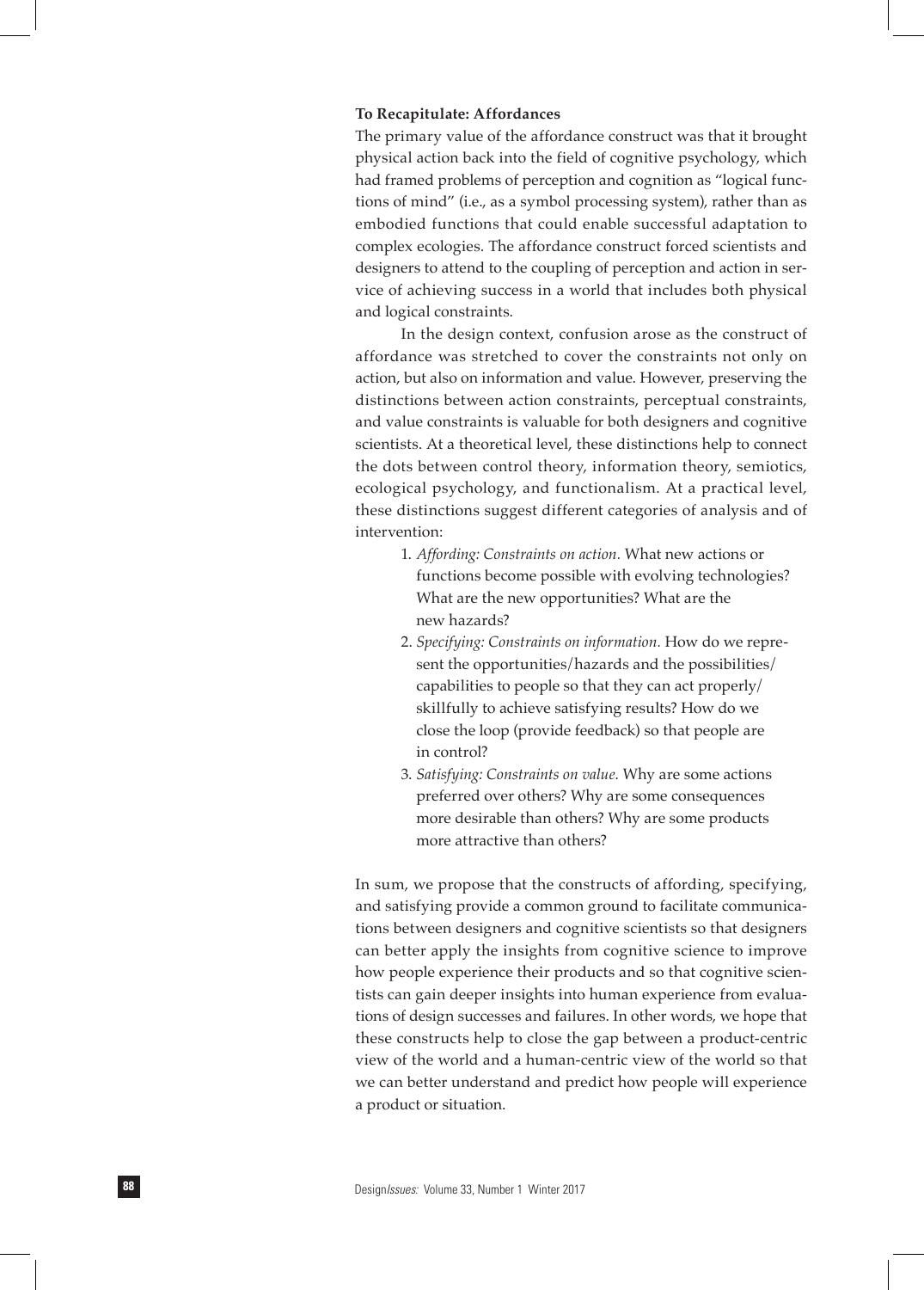**To Recapitulate: Affordances**

The primary value of the affordance construct was that it brought physical action back into the field of cognitive psychology, which had framed problems of perception and cognition as "logical functions of mind" (i.e., as a symbol processing system), rather than as embodied functions that could enable successful adaptation to complex ecologies. The affordance construct forced scientists and designers to attend to the coupling of perception and action in service of achieving success in a world that includes both physical and logical constraints.

In the design context, confusion arose as the construct of affordance was stretched to cover the constraints not only on action, but also on information and value. However, preserving the distinctions between action constraints, perceptual constraints, and value constraints is valuable for both designers and cognitive scientists. At a theoretical level, these distinctions help to connect the dots between control theory, information theory, semiotics, ecological psychology, and functionalism. At a practical level, these distinctions suggest different categories of analysis and of intervention:

1. *Affording: Constraints on action.* What new actions or functions become possible with evolving technologies? What are the new opportunities? What are the new hazards?
2. *Specifying: Constraints on information.* How do we represent the opportunities/hazards and the possibilities/capabilities to people so that they can act properly/skillfully to achieve satisfying results? How do we close the loop (provide feedback) so that people are in control?
3. *Satisfying: Constraints on value.* Why are some actions preferred over others? Why are some consequences more desirable than others? Why are some products more attractive than others?

In sum, we propose that the constructs of affording, specifying, and satisfying provide a common ground to facilitate communications between designers and cognitive scientists so that designers can better apply the insights from cognitive science to improve how people experience their products and so that cognitive scientists can gain deeper insights into human experience from evaluations of design successes and failures. In other words, we hope that these constructs help to close the gap between a product-centric view of the world and a human-centric view of the world so that we can better understand and predict how people will experience a product or situation.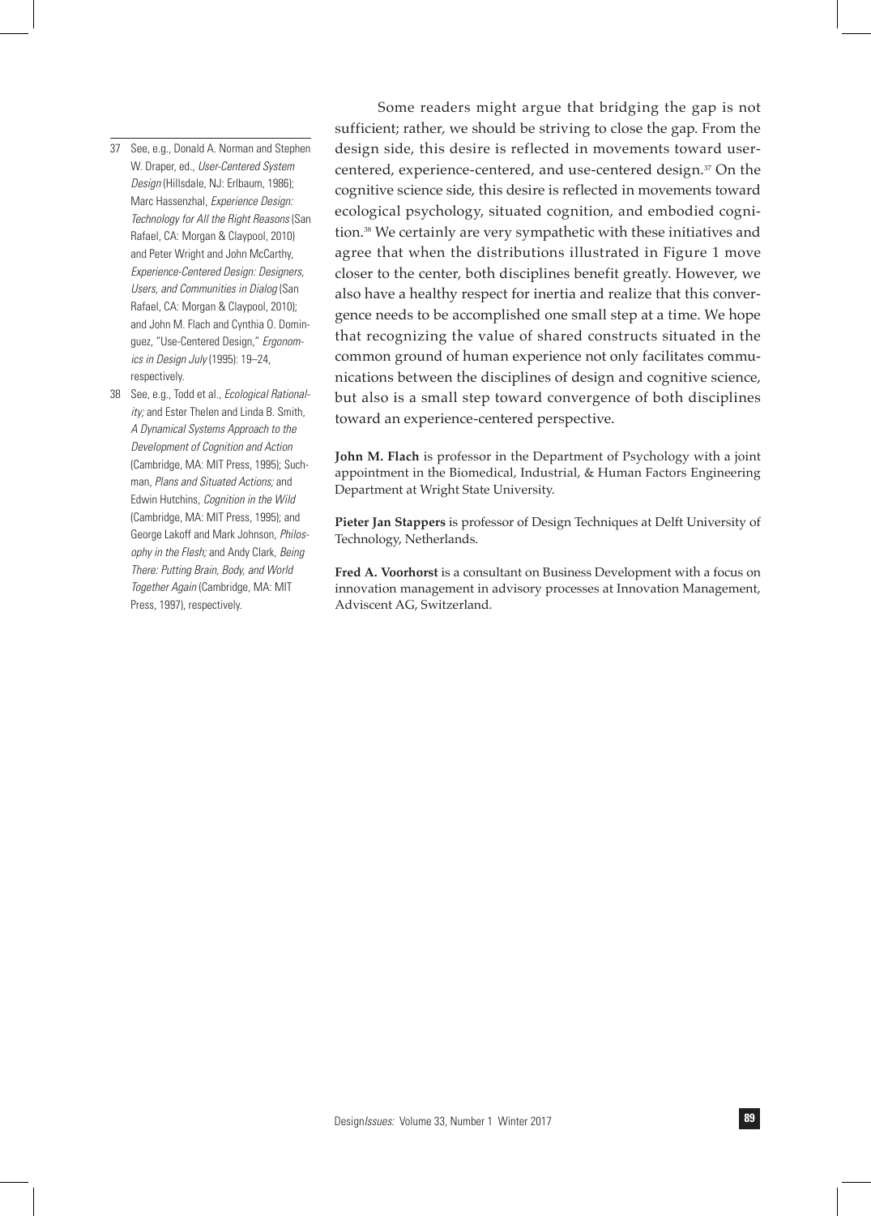Some readers might argue that bridging the gap is not sufficient; rather, we should be striving to close the gap. From the design side, this desire is reflected in movements toward user-centered, experience-centered, and use-centered design.[37] On the cognitive science side, this desire is reflected in movements toward ecological psychology, situated cognition, and embodied cognition.[38] We certainly are very sympathetic with these initiatives and agree that when the distributions illustrated in Figure 1 move closer to the center, both disciplines benefit greatly. However, we also have a healthy respect for inertia and realize that this convergence needs to be accomplished one small step at a time. We hope that recognizing the value of shared constructs situated in the common ground of human experience not only facilitates communications between the disciplines of design and cognitive science, but also is a small step toward convergence of both disciplines toward an experience-centered perspective.

**John M. Flach** is professor in the Department of Psychology with a joint appointment in the Biomedical, Industrial, & Human Factors Engineering Department at Wright State University.

**Pieter Jan Stappers** is professor of Design Techniques at Delft University of Technology, Netherlands.

**Fred A. Voorhorst** is a consultant on Business Development with a focus on innovation management in advisory processes at Innovation Management, Adviscent AG, Switzerland.

---

37 See, e.g., Donald A. Norman and Stephen W. Draper, ed., *User-Centered System Design* (Hillsdale, NJ: Erlbaum, 1986); Marc Hassenzhal, *Experience Design: Technology for All the Right Reasons* (San Rafael, CA: Morgan & Claypool, 2010) and Peter Wright and John McCarthy, *Experience-Centered Design: Designers, Users, and Communities in Dialog* (San Rafael, CA: Morgan & Claypool, 2010); and John M. Flach and Cynthia O. Dominguez, "Use-Centered Design," *Ergonomics in Design July* (1995): 19–24, respectively.

38 See, e.g., Todd et al., *Ecological Rationality;* and Ester Thelen and Linda B. Smith, *A Dynamical Systems Approach to the Development of Cognition and Action* (Cambridge, MA: MIT Press, 1995); Suchman, *Plans and Situated Actions;* and Edwin Hutchins, *Cognition in the Wild* (Cambridge, MA: MIT Press, 1995); and George Lakoff and Mark Johnson, *Philosophy in the Flesh;* and Andy Clark, *Being There: Putting Brain, Body, and World Together Again* (Cambridge, MA: MIT Press, 1997), respectively.